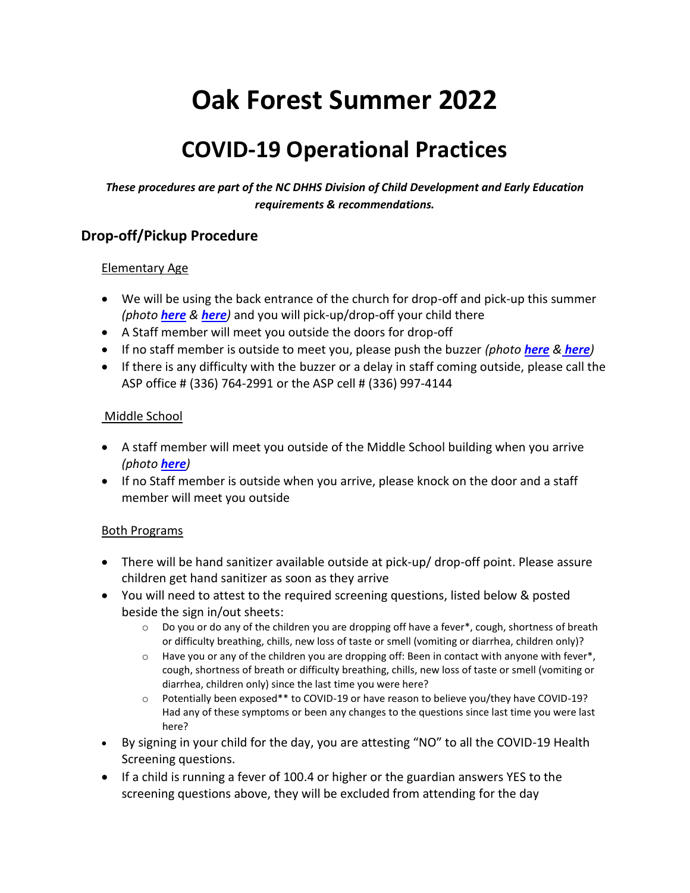# Oak Forest Summer 2022

## COVID-19 Operational Practices

***These procedures are part of the NC DHHS Division of Child Development and Early Education requirements & recommendations.***

### Drop-off/Pickup Procedure

Elementary Age

- We will be using the back entrance of the church for drop-off and pick-up this summer *(photo **here** & **here**)* and you will pick-up/drop-off your child there
- A Staff member will meet you outside the doors for drop-off
- If no staff member is outside to meet you, please push the buzzer *(photo **here** & **here**)*
- If there is any difficulty with the buzzer or a delay in staff coming outside, please call the ASP office # (336) 764-2991 or the ASP cell # (336) 997-4144

Middle School

- A staff member will meet you outside of the Middle School building when you arrive *(photo **here**)*
- If no Staff member is outside when you arrive, please knock on the door and a staff member will meet you outside

Both Programs

- There will be hand sanitizer available outside at pick-up/ drop-off point. Please assure children get hand sanitizer as soon as they arrive
- You will need to attest to the required screening questions, listed below & posted beside the sign in/out sheets:
  - Do you or do any of the children you are dropping off have a fever*, cough, shortness of breath or difficulty breathing, chills, new loss of taste or smell (vomiting or diarrhea, children only)?
  - Have you or any of the children you are dropping off: Been in contact with anyone with fever*, cough, shortness of breath or difficulty breathing, chills, new loss of taste or smell (vomiting or diarrhea, children only) since the last time you were here?
  - Potentially been exposed** to COVID-19 or have reason to believe you/they have COVID-19? Had any of these symptoms or been any changes to the questions since last time you were last here?
- By signing in your child for the day, you are attesting "NO" to all the COVID-19 Health Screening questions.
- If a child is running a fever of 100.4 or higher or the guardian answers YES to the screening questions above, they will be excluded from attending for the day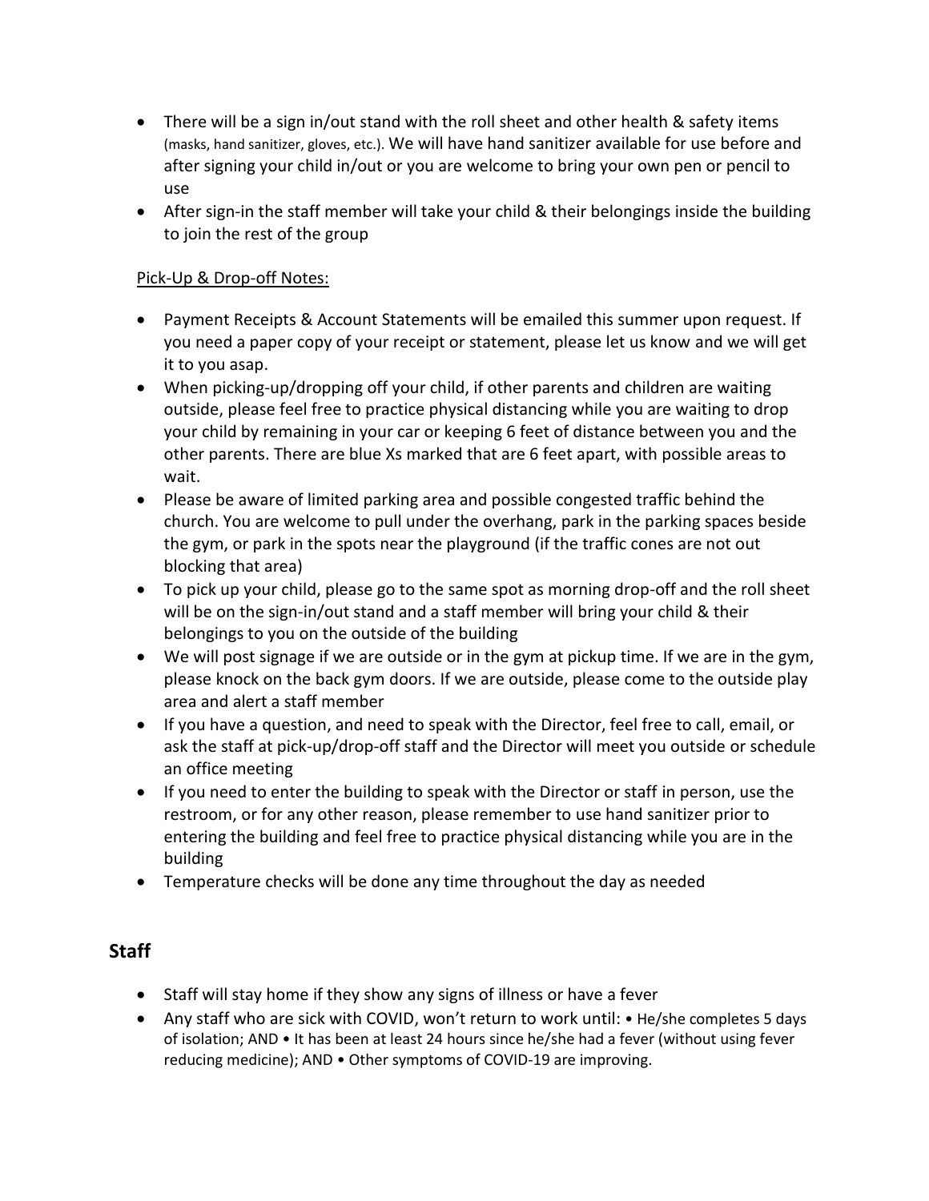- There will be a sign in/out stand with the roll sheet and other health & safety items (masks, hand sanitizer, gloves, etc.). We will have hand sanitizer available for use before and after signing your child in/out or you are welcome to bring your own pen or pencil to use
- After sign-in the staff member will take your child & their belongings inside the building to join the rest of the group

Pick-Up & Drop-off Notes:

- Payment Receipts & Account Statements will be emailed this summer upon request. If you need a paper copy of your receipt or statement, please let us know and we will get it to you asap.
- When picking-up/dropping off your child, if other parents and children are waiting outside, please feel free to practice physical distancing while you are waiting to drop your child by remaining in your car or keeping 6 feet of distance between you and the other parents. There are blue Xs marked that are 6 feet apart, with possible areas to wait.
- Please be aware of limited parking area and possible congested traffic behind the church. You are welcome to pull under the overhang, park in the parking spaces beside the gym, or park in the spots near the playground (if the traffic cones are not out blocking that area)
- To pick up your child, please go to the same spot as morning drop-off and the roll sheet will be on the sign-in/out stand and a staff member will bring your child & their belongings to you on the outside of the building
- We will post signage if we are outside or in the gym at pickup time. If we are in the gym, please knock on the back gym doors. If we are outside, please come to the outside play area and alert a staff member
- If you have a question, and need to speak with the Director, feel free to call, email, or ask the staff at pick-up/drop-off staff and the Director will meet you outside or schedule an office meeting
- If you need to enter the building to speak with the Director or staff in person, use the restroom, or for any other reason, please remember to use hand sanitizer prior to entering the building and feel free to practice physical distancing while you are in the building
- Temperature checks will be done any time throughout the day as needed

## Staff

- Staff will stay home if they show any signs of illness or have a fever
- Any staff who are sick with COVID, won't return to work until: • He/she completes 5 days of isolation; AND • It has been at least 24 hours since he/she had a fever (without using fever reducing medicine); AND • Other symptoms of COVID-19 are improving.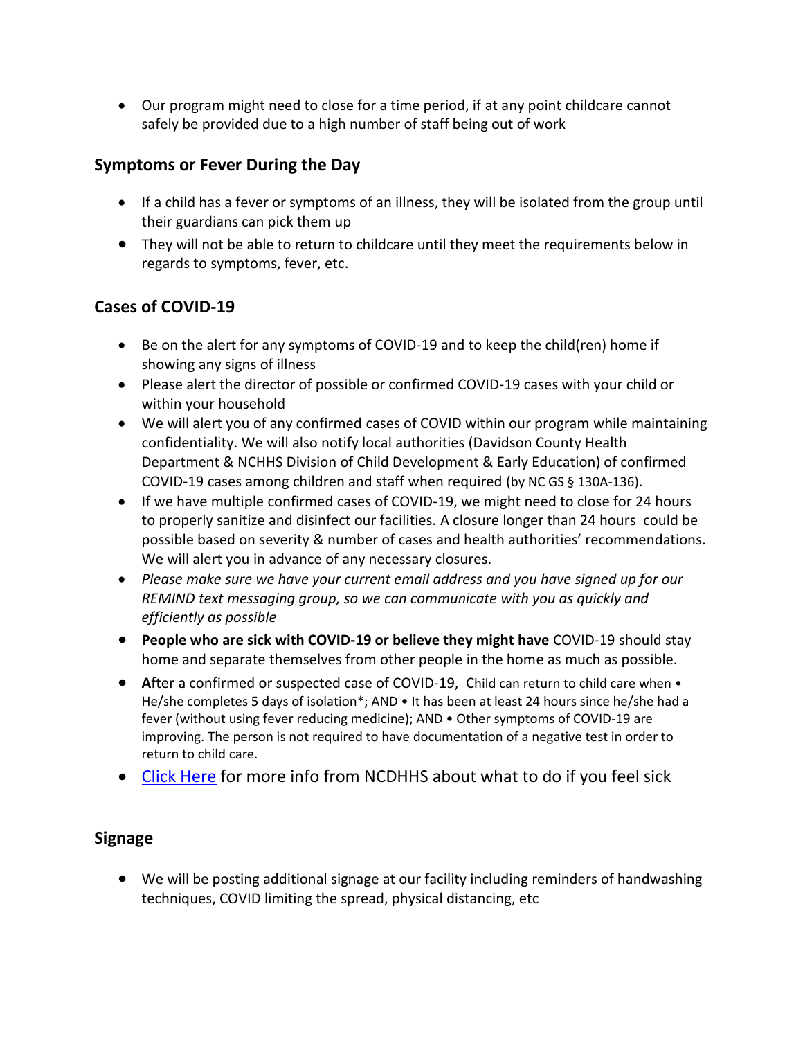- Our program might need to close for a time period, if at any point childcare cannot safely be provided due to a high number of staff being out of work

## Symptoms or Fever During the Day

- If a child has a fever or symptoms of an illness, they will be isolated from the group until their guardians can pick them up
- They will not be able to return to childcare until they meet the requirements below in regards to symptoms, fever, etc.

## Cases of COVID-19

- Be on the alert for any symptoms of COVID-19 and to keep the child(ren) home if showing any signs of illness
- Please alert the director of possible or confirmed COVID-19 cases with your child or within your household
- We will alert you of any confirmed cases of COVID within our program while maintaining confidentiality. We will also notify local authorities (Davidson County Health Department & NCHHS Division of Child Development & Early Education) of confirmed COVID-19 cases among children and staff when required (by NC GS § 130A-136).
- If we have multiple confirmed cases of COVID-19, we might need to close for 24 hours to properly sanitize and disinfect our facilities. A closure longer than 24 hours could be possible based on severity & number of cases and health authorities' recommendations. We will alert you in advance of any necessary closures.
- *Please make sure we have your current email address and you have signed up for our REMIND text messaging group, so we can communicate with you as quickly and efficiently as possible*
- **People who are sick with COVID-19 or believe they might have** COVID-19 should stay home and separate themselves from other people in the home as much as possible.
- **A**fter a confirmed or suspected case of COVID-19, Child can return to child care when • He/she completes 5 days of isolation*; AND • It has been at least 24 hours since he/she had a fever (without using fever reducing medicine); AND • Other symptoms of COVID-19 are improving. The person is not required to have documentation of a negative test in order to return to child care.
- Click Here for more info from NCDHHS about what to do if you feel sick

## Signage

- We will be posting additional signage at our facility including reminders of handwashing techniques, COVID limiting the spread, physical distancing, etc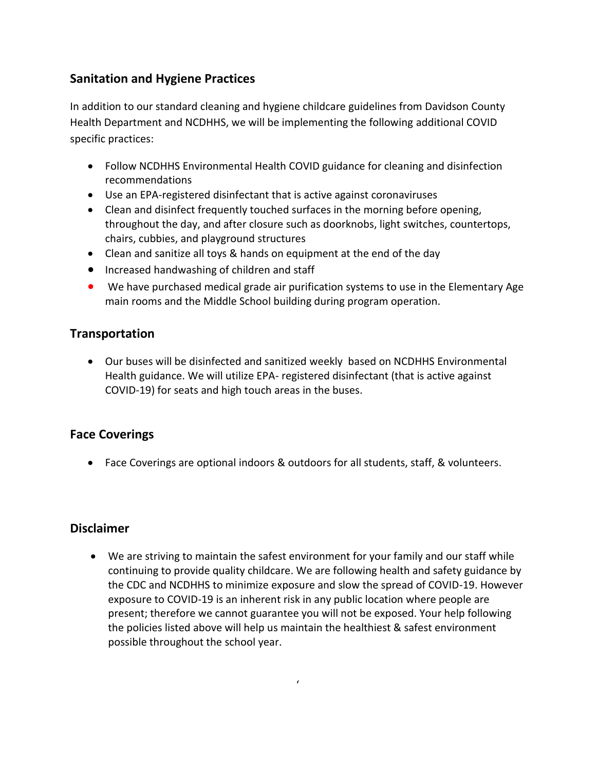## Sanitation and Hygiene Practices

In addition to our standard cleaning and hygiene childcare guidelines from Davidson County Health Department and NCDHHS, we will be implementing the following additional COVID specific practices:

- Follow NCDHHS Environmental Health COVID guidance for cleaning and disinfection recommendations
- Use an EPA-registered disinfectant that is active against coronaviruses
- Clean and disinfect frequently touched surfaces in the morning before opening, throughout the day, and after closure such as doorknobs, light switches, countertops, chairs, cubbies, and playground structures
- Clean and sanitize all toys & hands on equipment at the end of the day
- Increased handwashing of children and staff
- We have purchased medical grade air purification systems to use in the Elementary Age main rooms and the Middle School building during program operation.

## Transportation

- Our buses will be disinfected and sanitized weekly based on NCDHHS Environmental Health guidance. We will utilize EPA- registered disinfectant (that is active against COVID-19) for seats and high touch areas in the buses.

## Face Coverings

- Face Coverings are optional indoors & outdoors for all students, staff, & volunteers.

## Disclaimer

- We are striving to maintain the safest environment for your family and our staff while continuing to provide quality childcare. We are following health and safety guidance by the CDC and NCDHHS to minimize exposure and slow the spread of COVID-19. However exposure to COVID-19 is an inherent risk in any public location where people are present; therefore we cannot guarantee you will not be exposed. Your help following the policies listed above will help us maintain the healthiest & safest environment possible throughout the school year.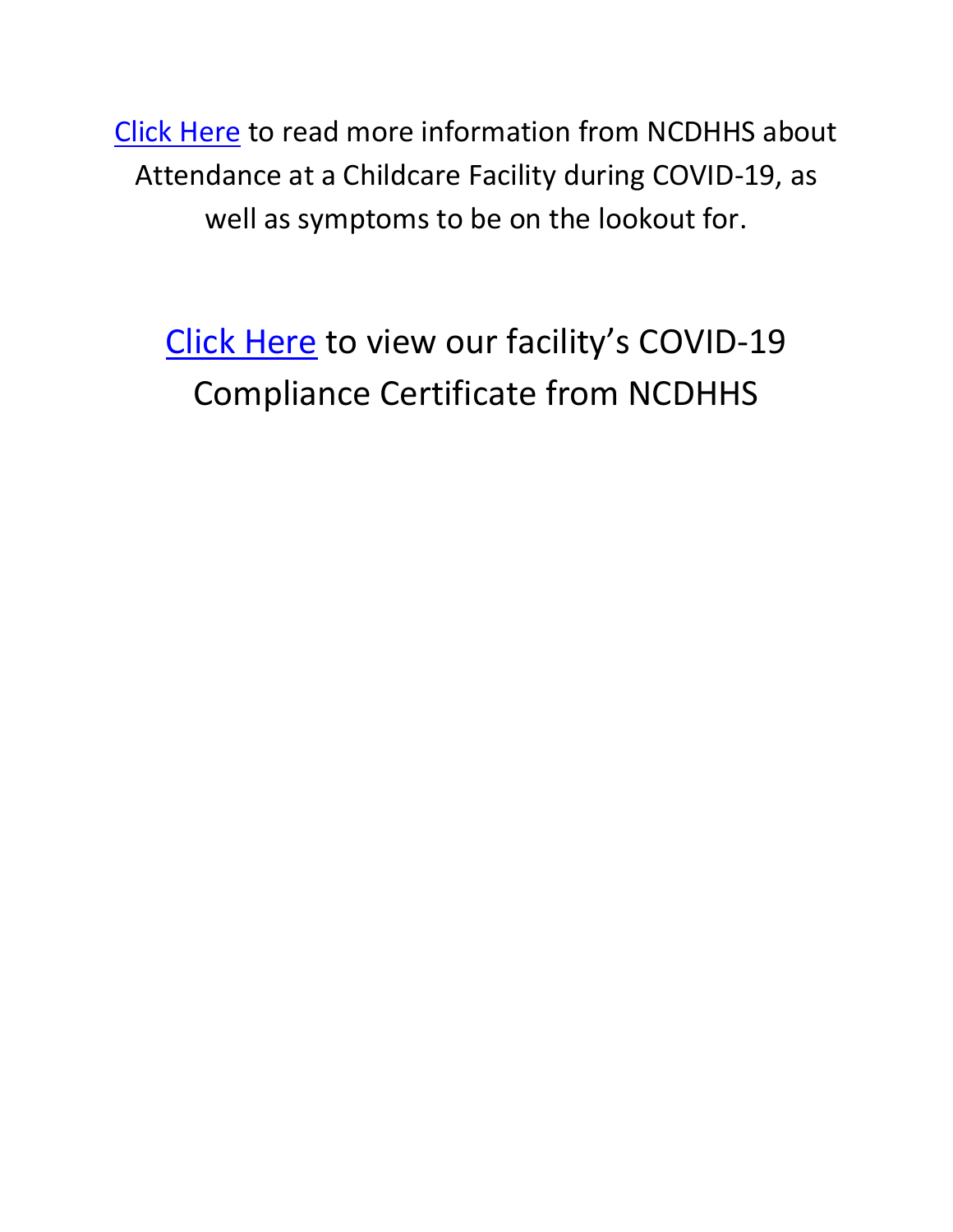Click Here to read more information from NCDHHS about Attendance at a Childcare Facility during COVID-19, as well as symptoms to be on the lookout for.

Click Here to view our facility's COVID-19 Compliance Certificate from NCDHHS